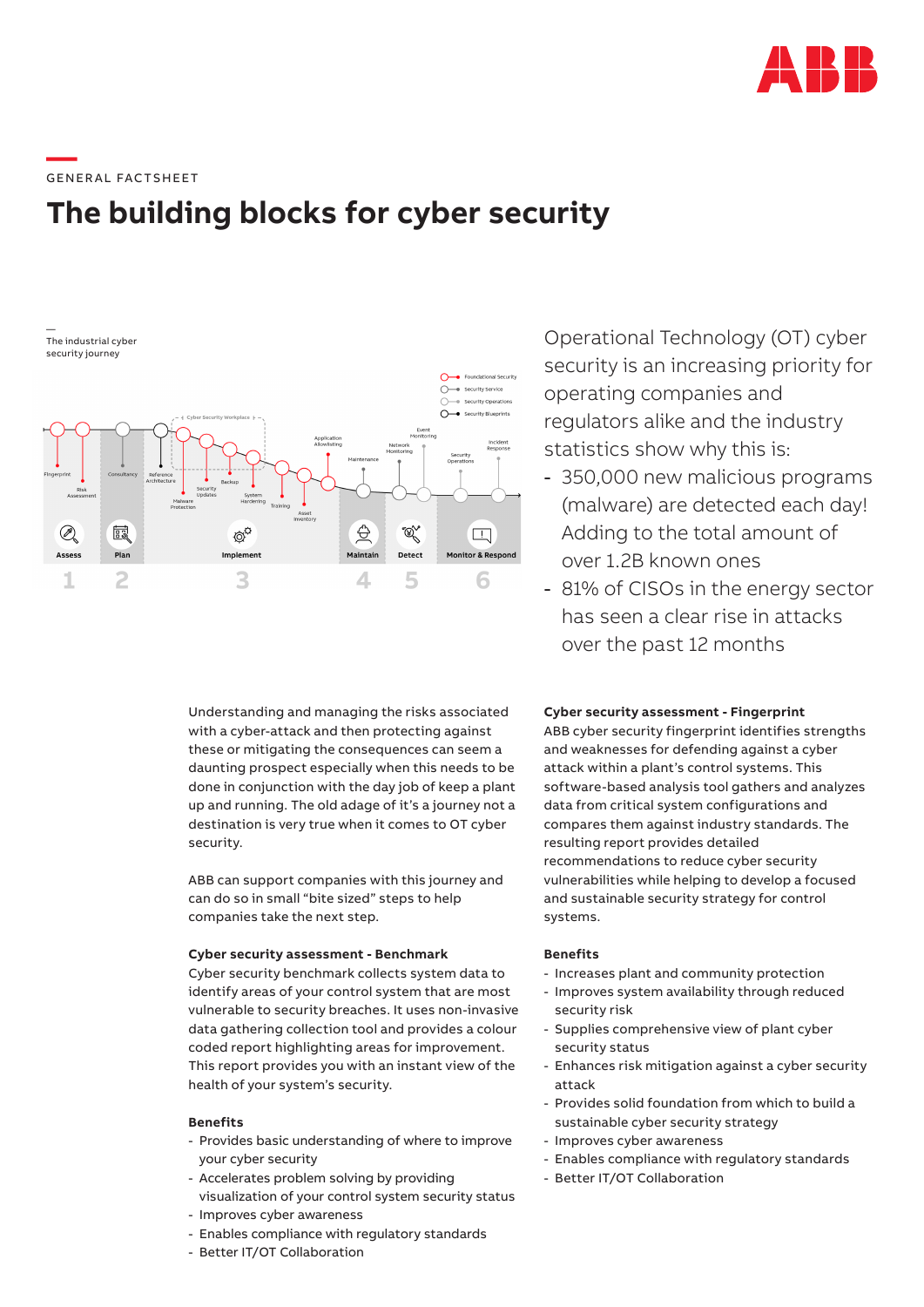GENERAL FACTSHEET

# The building blocks for cyber security

—
The industrial cyber security journey

Foundational Security
Security Service
Security Operations
Security Blueprints

Fingerprint, Risk Assessment, Consultancy, Reference Architecture, Cyber Security Workplace, Malware Protection, Security Updates, Backup, System Hardening, Training, Asset Inventory, Application Allowlisting, Maintenance, Network Monitoring, Event Monitoring, Security Operations, Incident Response

1 Assess | 2 Plan | 3 Implement | 4 Maintain | 5 Detect | 6 Monitor & Respond

Operational Technology (OT) cyber security is an increasing priority for operating companies and regulators alike and the industry statistics show why this is:

- 350,000 new malicious programs (malware) are detected each day! Adding to the total amount of over 1.2B known ones
- 81% of CISOs in the energy sector has seen a clear rise in attacks over the past 12 months

Understanding and managing the risks associated with a cyber-attack and then protecting against these or mitigating the consequences can seem a daunting prospect especially when this needs to be done in conjunction with the day job of keep a plant up and running. The old adage of it's a journey not a destination is very true when it comes to OT cyber security.

ABB can support companies with this journey and can do so in small "bite sized" steps to help companies take the next step.

**Cyber security assessment - Benchmark**
Cyber security benchmark collects system data to identify areas of your control system that are most vulnerable to security breaches. It uses non-invasive data gathering collection tool and provides a colour coded report highlighting areas for improvement. This report provides you with an instant view of the health of your system's security.

**Benefits**
- Provides basic understanding of where to improve your cyber security
- Accelerates problem solving by providing visualization of your control system security status
- Improves cyber awareness
- Enables compliance with regulatory standards
- Better IT/OT Collaboration

**Cyber security assessment - Fingerprint**
ABB cyber security fingerprint identifies strengths and weaknesses for defending against a cyber attack within a plant's control systems. This software-based analysis tool gathers and analyzes data from critical system configurations and compares them against industry standards. The resulting report provides detailed recommendations to reduce cyber security vulnerabilities while helping to develop a focused and sustainable security strategy for control systems.

**Benefits**
- Increases plant and community protection
- Improves system availability through reduced security risk
- Supplies comprehensive view of plant cyber security status
- Enhances risk mitigation against a cyber security attack
- Provides solid foundation from which to build a sustainable cyber security strategy
- Improves cyber awareness
- Enables compliance with regulatory standards
- Better IT/OT Collaboration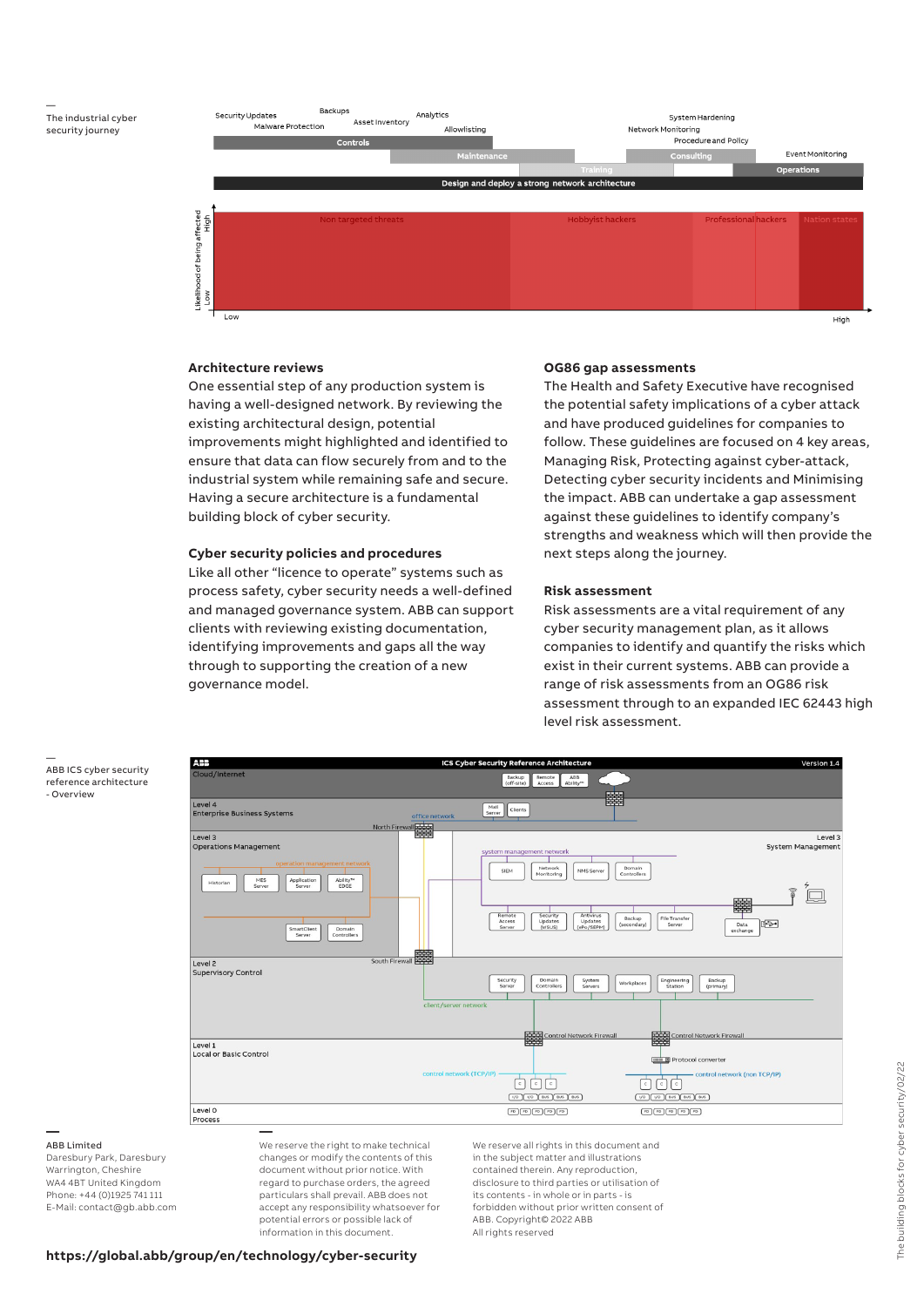—
The industrial cyber security journey

Security Updates
Backups
Malware Protection
Asset Inventory
Analytics
Allowlisting
System Hardening
Network Monitoring
Procedure and Policy
Event Monitoring
Controls
Maintenance
Consulting
Training
Operations
Design and deploy a strong network architecture

Likelihood of being affected
High
Low
Non targeted threats
Hobbyist hackers
Professional hackers
Nation states
Low
High

### Architecture reviews

One essential step of any production system is having a well-designed network. By reviewing the existing architectural design, potential improvements might highlighted and identified to ensure that data can flow securely from and to the industrial system while remaining safe and secure. Having a secure architecture is a fundamental building block of cyber security.

### Cyber security policies and procedures

Like all other “licence to operate” systems such as process safety, cyber security needs a well-defined and managed governance system. ABB can support clients with reviewing existing documentation, identifying improvements and gaps all the way through to supporting the creation of a new governance model.

### OG86 gap assessments

The Health and Safety Executive have recognised the potential safety implications of a cyber attack and have produced guidelines for companies to follow. These guidelines are focused on 4 key areas, Managing Risk, Protecting against cyber-attack, Detecting cyber security incidents and Minimising the impact. ABB can undertake a gap assessment against these guidelines to identify company’s strengths and weakness which will then provide the next steps along the journey.

### Risk assessment

Risk assessments are a vital requirement of any cyber security management plan, as it allows companies to identify and quantify the risks which exist in their current systems. ABB can provide a range of risk assessments from an OG86 risk assessment through to an expanded IEC 62443 high level risk assessment.

—
ABB ICS cyber security reference architecture - Overview

ICS Cyber Security Reference Architecture
Version 1.4

Cloud/internet
Backup (off-site)
Remote Access
ABB Ability™

Level 4
Enterprise Business Systems
Mail Server
Clients
office network
North Firewall

Level 3
Operations Management
operation management network
Historian
MES Server
Application Server
Ability™ EDGE
SmartClient Server
Domain Controllers

Level 3
System Management
system management network
SIEM
Network Monitoring
NMS Server
Domain Controllers
Remote Access Server
Security Updates (WSUS)
Antivirus Updates (ePo/SEPM)
Backup (secondary)
File Transfer Server
Data exchange

South Firewall
Level 2
Supervisory Control
Security Server
Domain Controllers
System Servers
Workplaces
Engineering Station
Backup (primary)
client/server network

Control Network Firewall
Control Network Firewall
Level 1
Local or Basic Control
Protocol converter
control network (TCP/IP)
control network (non TCP/IP)

Level 0
Process

—
**ABB Limited**
Daresbury Park, Daresbury
Warrington, Cheshire
WA4 4BT United Kingdom
Phone: +44 (0)1925 741 111
E-Mail: contact@gb.abb.com

—
We reserve the right to make technical changes or modify the contents of this document without prior notice. With regard to purchase orders, the agreed particulars shall prevail. ABB does not accept any responsibility whatsoever for potential errors or possible lack of information in this document.

We reserve all rights in this document and in the subject matter and illustrations contained therein. Any reproduction, disclosure to third parties or utilisation of its contents - in whole or in parts - is forbidden without prior written consent of ABB. Copyright© 2022 ABB
All rights reserved

**https://global.abb/group/en/technology/cyber-security**

The building blocks for cyber security/02/22